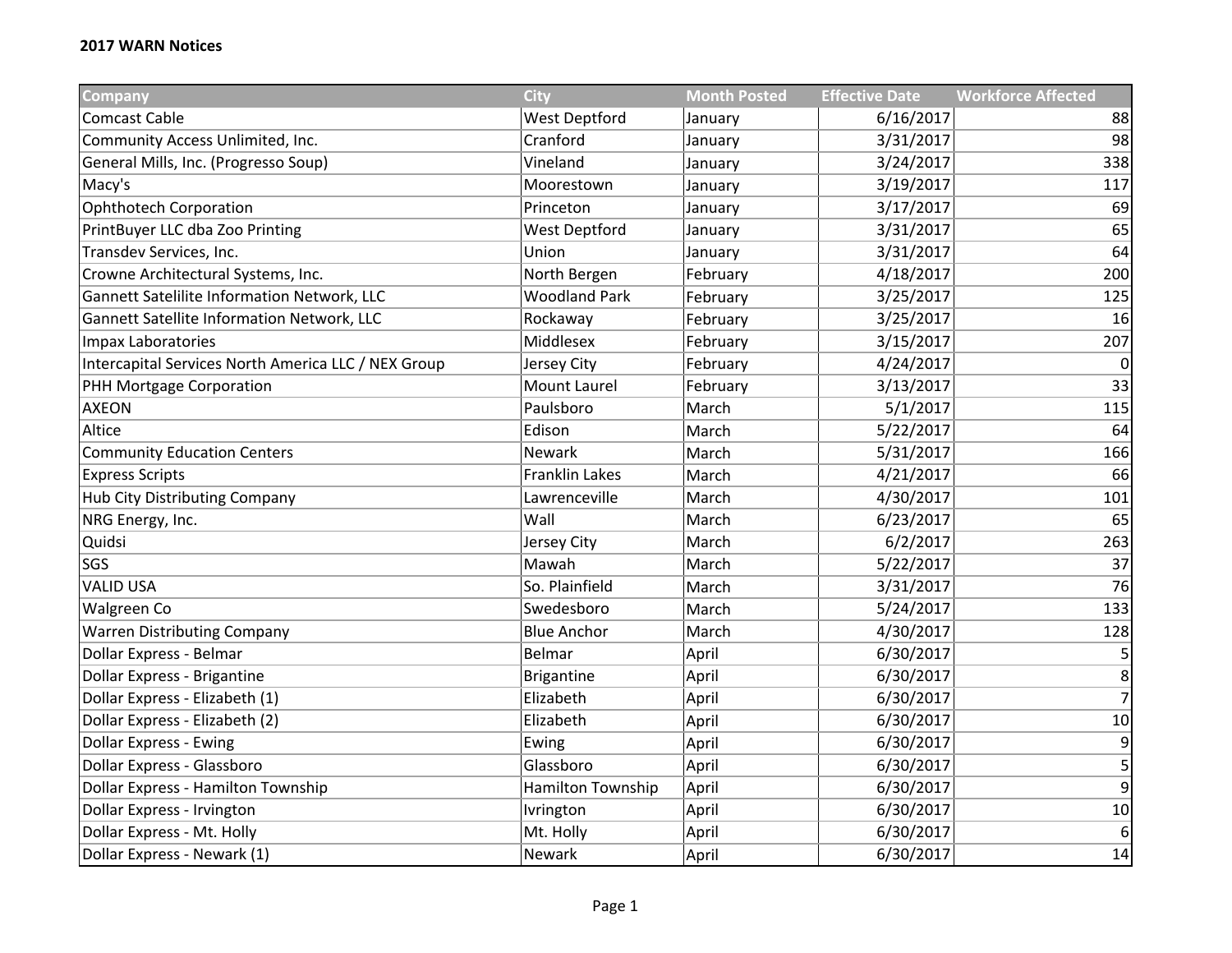**2017 WARN Notices**

| Company | City | Month Posted | Effective Date | Workforce Affected |
|---|---|---|---|---|
| Comcast Cable | West Deptford | January | 6/16/2017 | 88 |
| Community Access Unlimited, Inc. | Cranford | January | 3/31/2017 | 98 |
| General Mills, Inc. (Progresso Soup) | Vineland | January | 3/24/2017 | 338 |
| Macy's | Moorestown | January | 3/19/2017 | 117 |
| Ophthotech Corporation | Princeton | January | 3/17/2017 | 69 |
| PrintBuyer LLC dba Zoo Printing | West Deptford | January | 3/31/2017 | 65 |
| Transdev Services, Inc. | Union | January | 3/31/2017 | 64 |
| Crowne Architectural Systems, Inc. | North Bergen | February | 4/18/2017 | 200 |
| Gannett Satelilite Information Network, LLC | Woodland Park | February | 3/25/2017 | 125 |
| Gannett Satellite Information Network, LLC | Rockaway | February | 3/25/2017 | 16 |
| Impax Laboratories | Middlesex | February | 3/15/2017 | 207 |
| Intercapital Services North America LLC / NEX Group | Jersey City | February | 4/24/2017 | 0 |
| PHH Mortgage Corporation | Mount Laurel | February | 3/13/2017 | 33 |
| AXEON | Paulsboro | March | 5/1/2017 | 115 |
| Altice | Edison | March | 5/22/2017 | 64 |
| Community Education Centers | Newark | March | 5/31/2017 | 166 |
| Express Scripts | Franklin Lakes | March | 4/21/2017 | 66 |
| Hub City Distributing Company | Lawrenceville | March | 4/30/2017 | 101 |
| NRG Energy, Inc. | Wall | March | 6/23/2017 | 65 |
| Quidsi | Jersey City | March | 6/2/2017 | 263 |
| SGS | Mawah | March | 5/22/2017 | 37 |
| VALID USA | So. Plainfield | March | 3/31/2017 | 76 |
| Walgreen Co | Swedesboro | March | 5/24/2017 | 133 |
| Warren Distributing Company | Blue Anchor | March | 4/30/2017 | 128 |
| Dollar Express - Belmar | Belmar | April | 6/30/2017 | 5 |
| Dollar Express - Brigantine | Brigantine | April | 6/30/2017 | 8 |
| Dollar Express - Elizabeth (1) | Elizabeth | April | 6/30/2017 | 7 |
| Dollar Express - Elizabeth (2) | Elizabeth | April | 6/30/2017 | 10 |
| Dollar Express - Ewing | Ewing | April | 6/30/2017 | 9 |
| Dollar Express - Glassboro | Glassboro | April | 6/30/2017 | 5 |
| Dollar Express - Hamilton Township | Hamilton Township | April | 6/30/2017 | 9 |
| Dollar Express - Irvington | Ivrington | April | 6/30/2017 | 10 |
| Dollar Express - Mt. Holly | Mt. Holly | April | 6/30/2017 | 6 |
| Dollar Express - Newark (1) | Newark | April | 6/30/2017 | 14 |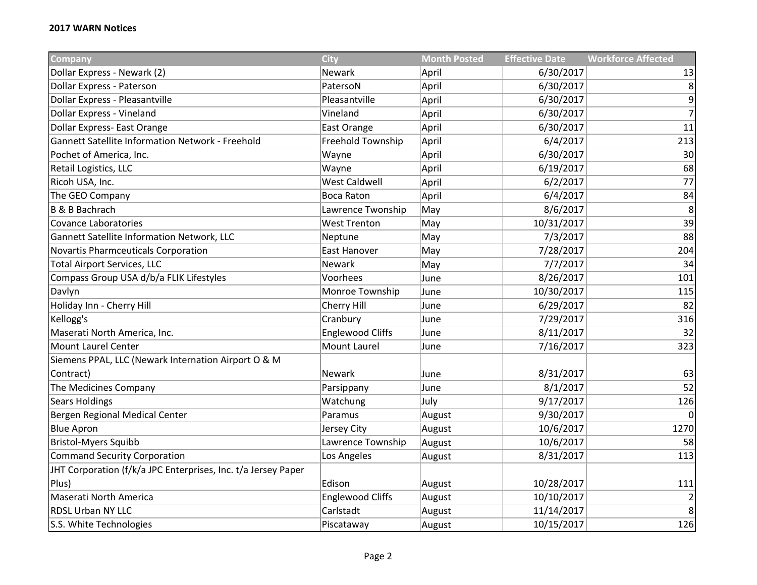**2017 WARN Notices**

| Company | City | Month Posted | Effective Date | Workforce Affected |
|---|---|---|---|---|
| Dollar Express - Newark (2) | Newark | April | 6/30/2017 | 13 |
| Dollar Express - Paterson | PatersoN | April | 6/30/2017 | 8 |
| Dollar Express - Pleasantville | Pleasantville | April | 6/30/2017 | 9 |
| Dollar Express - Vineland | Vineland | April | 6/30/2017 | 7 |
| Dollar Express- East Orange | East Orange | April | 6/30/2017 | 11 |
| Gannett Satellite Information Network - Freehold | Freehold Township | April | 6/4/2017 | 213 |
| Pochet of America, Inc. | Wayne | April | 6/30/2017 | 30 |
| Retail Logistics, LLC | Wayne | April | 6/19/2017 | 68 |
| Ricoh USA, Inc. | West Caldwell | April | 6/2/2017 | 77 |
| The GEO Company | Boca Raton | April | 6/4/2017 | 84 |
| B & B Bachrach | Lawrence Twonship | May | 8/6/2017 | 8 |
| Covance Laboratories | West Trenton | May | 10/31/2017 | 39 |
| Gannett Satellite Information Network, LLC | Neptune | May | 7/3/2017 | 88 |
| Novartis Pharmceuticals Corporation | East Hanover | May | 7/28/2017 | 204 |
| Total Airport Services, LLC | Newark | May | 7/7/2017 | 34 |
| Compass Group USA d/b/a FLIK Lifestyles | Voorhees | June | 8/26/2017 | 101 |
| Davlyn | Monroe Township | June | 10/30/2017 | 115 |
| Holiday Inn - Cherry Hill | Cherry Hill | June | 6/29/2017 | 82 |
| Kellogg's | Cranbury | June | 7/29/2017 | 316 |
| Maserati North America, Inc. | Englewood Cliffs | June | 8/11/2017 | 32 |
| Mount Laurel Center | Mount Laurel | June | 7/16/2017 | 323 |
| Siemens PPAL, LLC (Newark Internation Airport O & M Contract) | Newark | June | 8/31/2017 | 63 |
| The Medicines Company | Parsippany | June | 8/1/2017 | 52 |
| Sears Holdings | Watchung | July | 9/17/2017 | 126 |
| Bergen Regional Medical Center | Paramus | August | 9/30/2017 | 0 |
| Blue Apron | Jersey City | August | 10/6/2017 | 1270 |
| Bristol-Myers Squibb | Lawrence Township | August | 10/6/2017 | 58 |
| Command Security Corporation | Los Angeles | August | 8/31/2017 | 113 |
| JHT Corporation (f/k/a JPC Enterprises, Inc. t/a Jersey Paper Plus) | Edison | August | 10/28/2017 | 111 |
| Maserati North America | Englewood Cliffs | August | 10/10/2017 | 2 |
| RDSL Urban NY LLC | Carlstadt | August | 11/14/2017 | 8 |
| S.S. White Technologies | Piscataway | August | 10/15/2017 | 126 |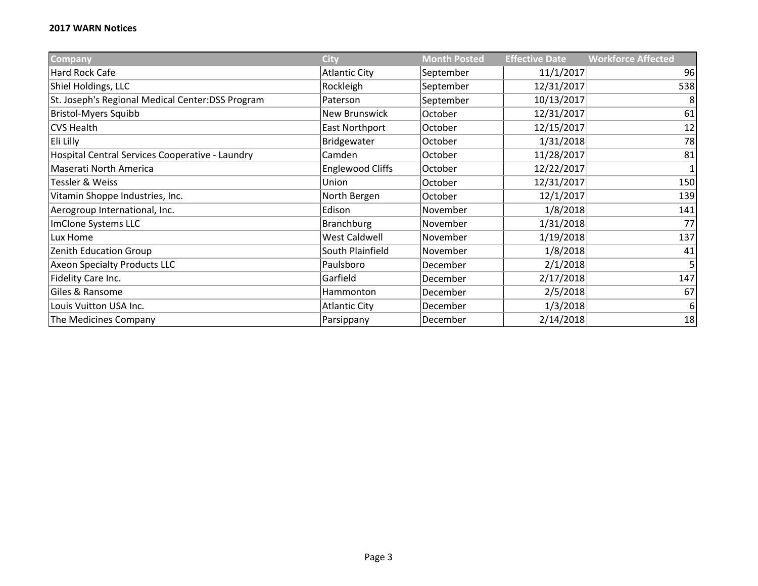**2017 WARN Notices**

| Company | City | Month Posted | Effective Date | Workforce Affected |
|---|---|---|---|---|
| Hard Rock Cafe | Atlantic City | September | 11/1/2017 | 96 |
| Shiel Holdings, LLC | Rockleigh | September | 12/31/2017 | 538 |
| St. Joseph's Regional Medical Center:DSS Program | Paterson | September | 10/13/2017 | 8 |
| Bristol-Myers Squibb | New Brunswick | October | 12/31/2017 | 61 |
| CVS Health | East Northport | October | 12/15/2017 | 12 |
| Eli Lilly | Bridgewater | October | 1/31/2018 | 78 |
| Hospital Central Services Cooperative - Laundry | Camden | October | 11/28/2017 | 81 |
| Maserati North America | Englewood Cliffs | October | 12/22/2017 | 1 |
| Tessler & Weiss | Union | October | 12/31/2017 | 150 |
| Vitamin Shoppe Industries, Inc. | North Bergen | October | 12/1/2017 | 139 |
| Aerogroup International, Inc. | Edison | November | 1/8/2018 | 141 |
| ImClone Systems LLC | Branchburg | November | 1/31/2018 | 77 |
| Lux Home | West Caldwell | November | 1/19/2018 | 137 |
| Zenith Education Group | South Plainfield | November | 1/8/2018 | 41 |
| Axeon Specialty Products LLC | Paulsboro | December | 2/1/2018 | 5 |
| Fidelity Care Inc. | Garfield | December | 2/17/2018 | 147 |
| Giles & Ransome | Hammonton | December | 2/5/2018 | 67 |
| Louis Vuitton USA Inc. | Atlantic City | December | 1/3/2018 | 6 |
| The Medicines Company | Parsippany | December | 2/14/2018 | 18 |